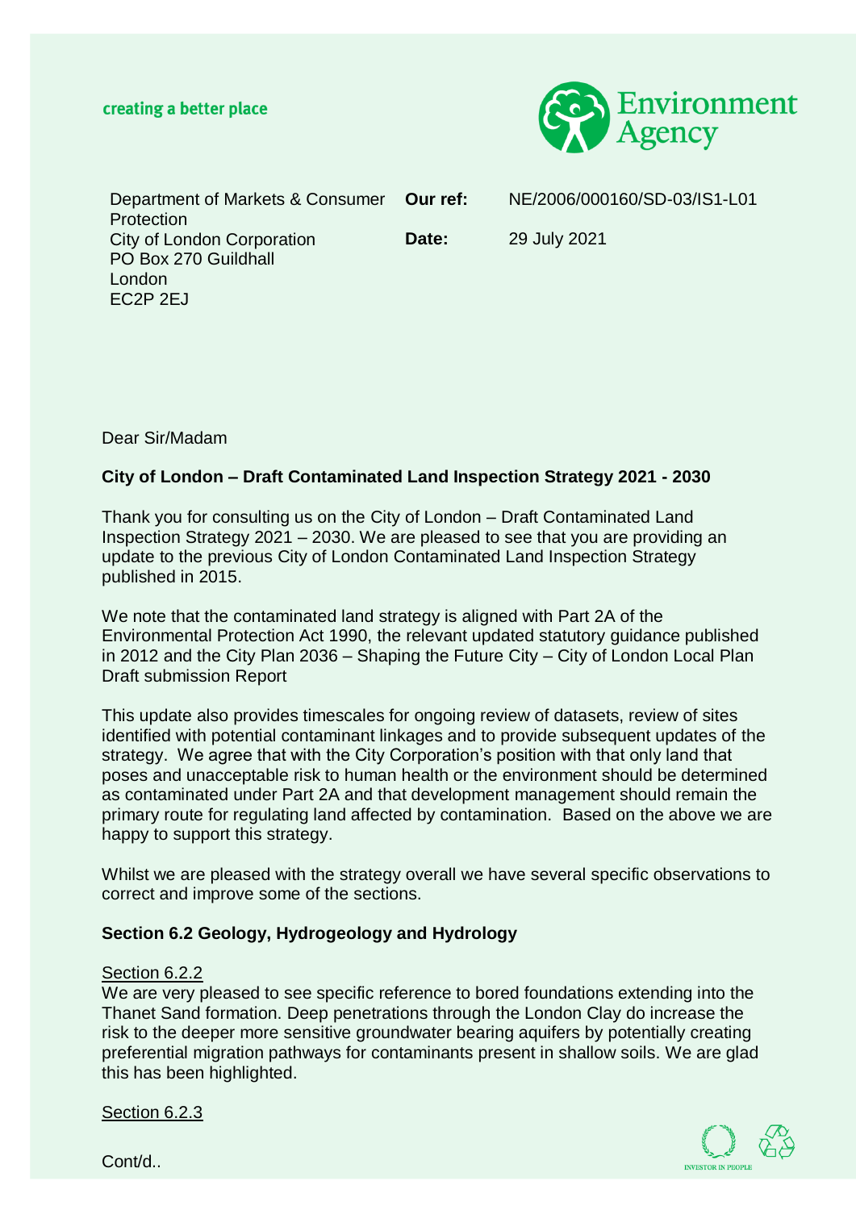creating a better place

Environment Agency

Department of Markets & Consumer Protection
City of London Corporation
PO Box 270 Guildhall
London
EC2P 2EJ

**Our ref:** NE/2006/000160/SD-03/IS1-L01

**Date:** 29 July 2021

Dear Sir/Madam

**City of London – Draft Contaminated Land Inspection Strategy 2021 - 2030**

Thank you for consulting us on the City of London – Draft Contaminated Land Inspection Strategy 2021 – 2030. We are pleased to see that you are providing an update to the previous City of London Contaminated Land Inspection Strategy published in 2015.

We note that the contaminated land strategy is aligned with Part 2A of the Environmental Protection Act 1990, the relevant updated statutory guidance published in 2012 and the City Plan 2036 – Shaping the Future City – City of London Local Plan Draft submission Report

This update also provides timescales for ongoing review of datasets, review of sites identified with potential contaminant linkages and to provide subsequent updates of the strategy. We agree that with the City Corporation's position with that only land that poses and unacceptable risk to human health or the environment should be determined as contaminated under Part 2A and that development management should remain the primary route for regulating land affected by contamination. Based on the above we are happy to support this strategy.

Whilst we are pleased with the strategy overall we have several specific observations to correct and improve some of the sections.

**Section 6.2 Geology, Hydrogeology and Hydrology**

<u>Section 6.2.2</u>
We are very pleased to see specific reference to bored foundations extending into the Thanet Sand formation. Deep penetrations through the London Clay do increase the risk to the deeper more sensitive groundwater bearing aquifers by potentially creating preferential migration pathways for contaminants present in shallow soils. We are glad this has been highlighted.

<u>Section 6.2.3</u>

Cont/d..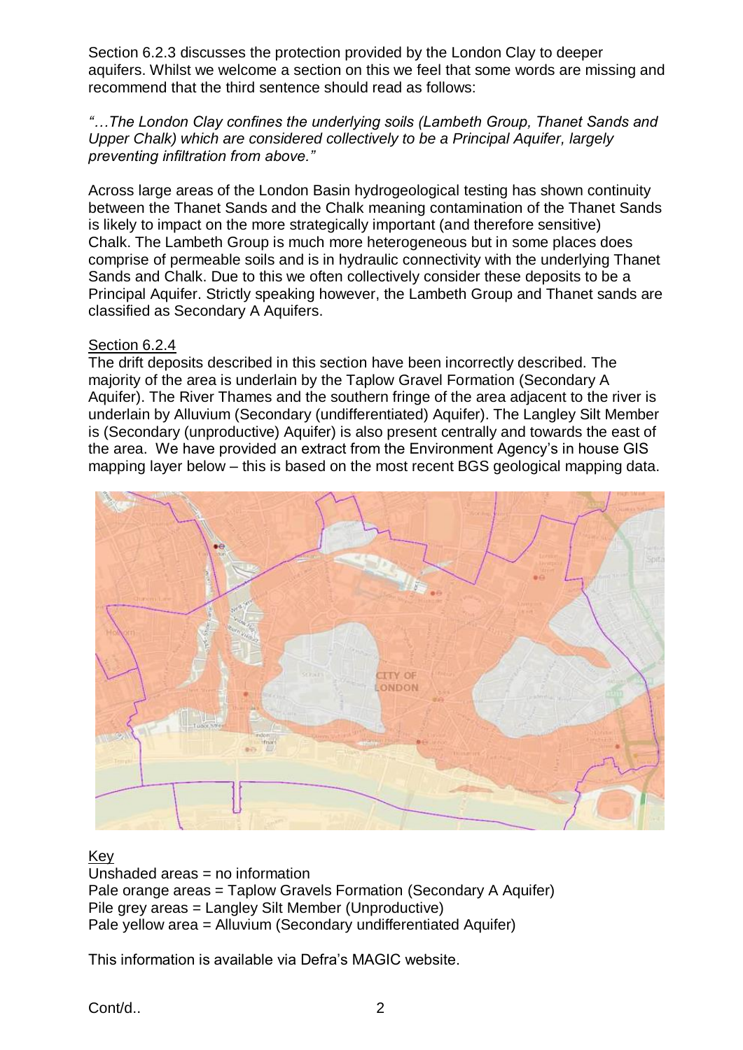Section 6.2.3 discusses the protection provided by the London Clay to deeper aquifers. Whilst we welcome a section on this we feel that some words are missing and recommend that the third sentence should read as follows:

*"…The London Clay confines the underlying soils (Lambeth Group, Thanet Sands and Upper Chalk) which are considered collectively to be a Principal Aquifer, largely preventing infiltration from above."*

Across large areas of the London Basin hydrogeological testing has shown continuity between the Thanet Sands and the Chalk meaning contamination of the Thanet Sands is likely to impact on the more strategically important (and therefore sensitive) Chalk. The Lambeth Group is much more heterogeneous but in some places does comprise of permeable soils and is in hydraulic connectivity with the underlying Thanet Sands and Chalk. Due to this we often collectively consider these deposits to be a Principal Aquifer. Strictly speaking however, the Lambeth Group and Thanet sands are classified as Secondary A Aquifers.

<u>Section 6.2.4</u>

The drift deposits described in this section have been incorrectly described. The majority of the area is underlain by the Taplow Gravel Formation (Secondary A Aquifer). The River Thames and the southern fringe of the area adjacent to the river is underlain by Alluvium (Secondary (undifferentiated) Aquifer). The Langley Silt Member is (Secondary (unproductive) Aquifer) is also present centrally and towards the east of the area. We have provided an extract from the Environment Agency's in house GIS mapping layer below – this is based on the most recent BGS geological mapping data.

<u>Key</u>

Unshaded areas = no information
Pale orange areas = Taplow Gravels Formation (Secondary A Aquifer)
Pile grey areas = Langley Silt Member (Unproductive)
Pale yellow area = Alluvium (Secondary undifferentiated Aquifer)

This information is available via Defra's MAGIC website.

Cont/d..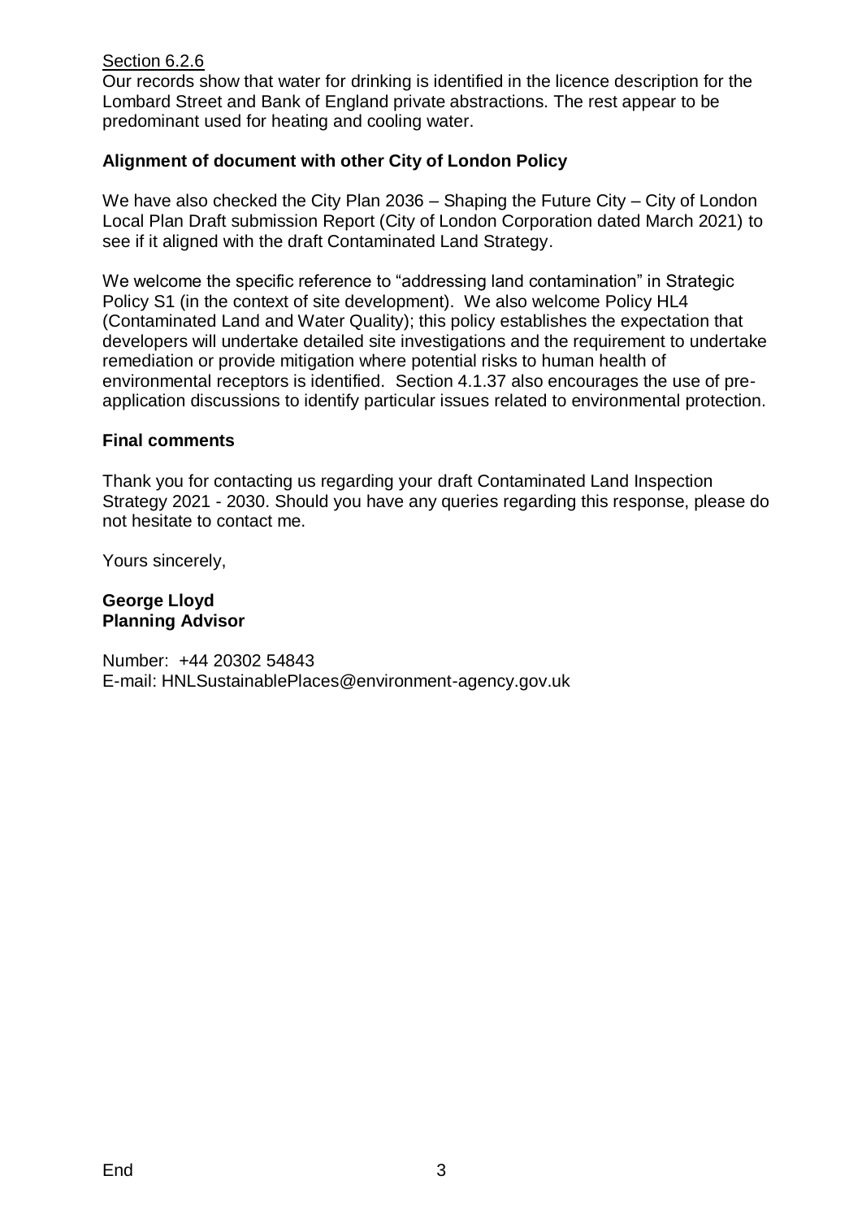Section 6.2.6

Our records show that water for drinking is identified in the licence description for the Lombard Street and Bank of England private abstractions. The rest appear to be predominant used for heating and cooling water.

**Alignment of document with other City of London Policy**

We have also checked the City Plan 2036 – Shaping the Future City – City of London Local Plan Draft submission Report (City of London Corporation dated March 2021) to see if it aligned with the draft Contaminated Land Strategy.

We welcome the specific reference to "addressing land contamination" in Strategic Policy S1 (in the context of site development). We also welcome Policy HL4 (Contaminated Land and Water Quality); this policy establishes the expectation that developers will undertake detailed site investigations and the requirement to undertake remediation or provide mitigation where potential risks to human health of environmental receptors is identified. Section 4.1.37 also encourages the use of pre-application discussions to identify particular issues related to environmental protection.

**Final comments**

Thank you for contacting us regarding your draft Contaminated Land Inspection Strategy 2021 - 2030. Should you have any queries regarding this response, please do not hesitate to contact me.

Yours sincerely,

**George Lloyd**
**Planning Advisor**

Number: +44 20302 54843
E-mail: HNLSustainablePlaces@environment-agency.gov.uk

End